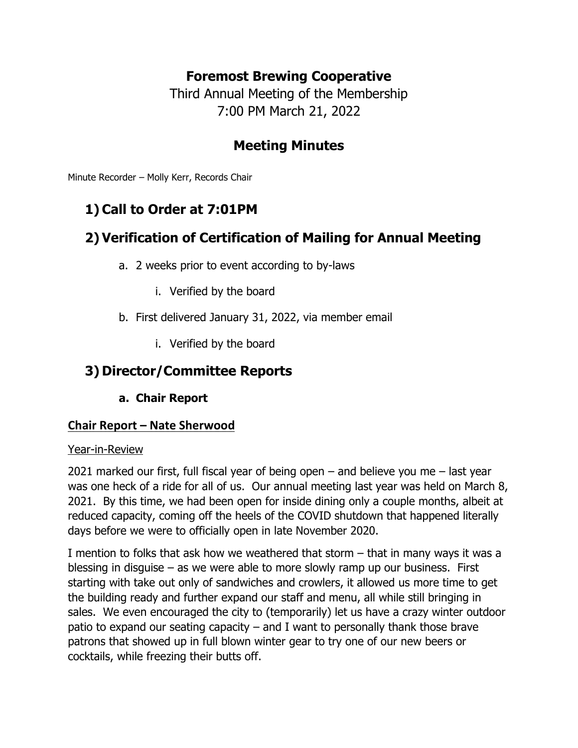# Foremost Brewing Cooperative

Third Annual Meeting of the Membership
7:00 PM March 21, 2022

## Meeting Minutes

Minute Recorder – Molly Kerr, Records Chair

## 1) Call to Order at 7:01PM

## 2) Verification of Certification of Mailing for Annual Meeting

a. 2 weeks prior to event according to by-laws

   i. Verified by the board

b. First delivered January 31, 2022, via member email

   i. Verified by the board

## 3) Director/Committee Reports

### a. Chair Report

**Chair Report – Nate Sherwood**

Year-in-Review

2021 marked our first, full fiscal year of being open – and believe you me – last year was one heck of a ride for all of us. Our annual meeting last year was held on March 8, 2021. By this time, we had been open for inside dining only a couple months, albeit at reduced capacity, coming off the heels of the COVID shutdown that happened literally days before we were to officially open in late November 2020.

I mention to folks that ask how we weathered that storm – that in many ways it was a blessing in disguise – as we were able to more slowly ramp up our business. First starting with take out only of sandwiches and crowlers, it allowed us more time to get the building ready and further expand our staff and menu, all while still bringing in sales. We even encouraged the city to (temporarily) let us have a crazy winter outdoor patio to expand our seating capacity – and I want to personally thank those brave patrons that showed up in full blown winter gear to try one of our new beers or cocktails, while freezing their butts off.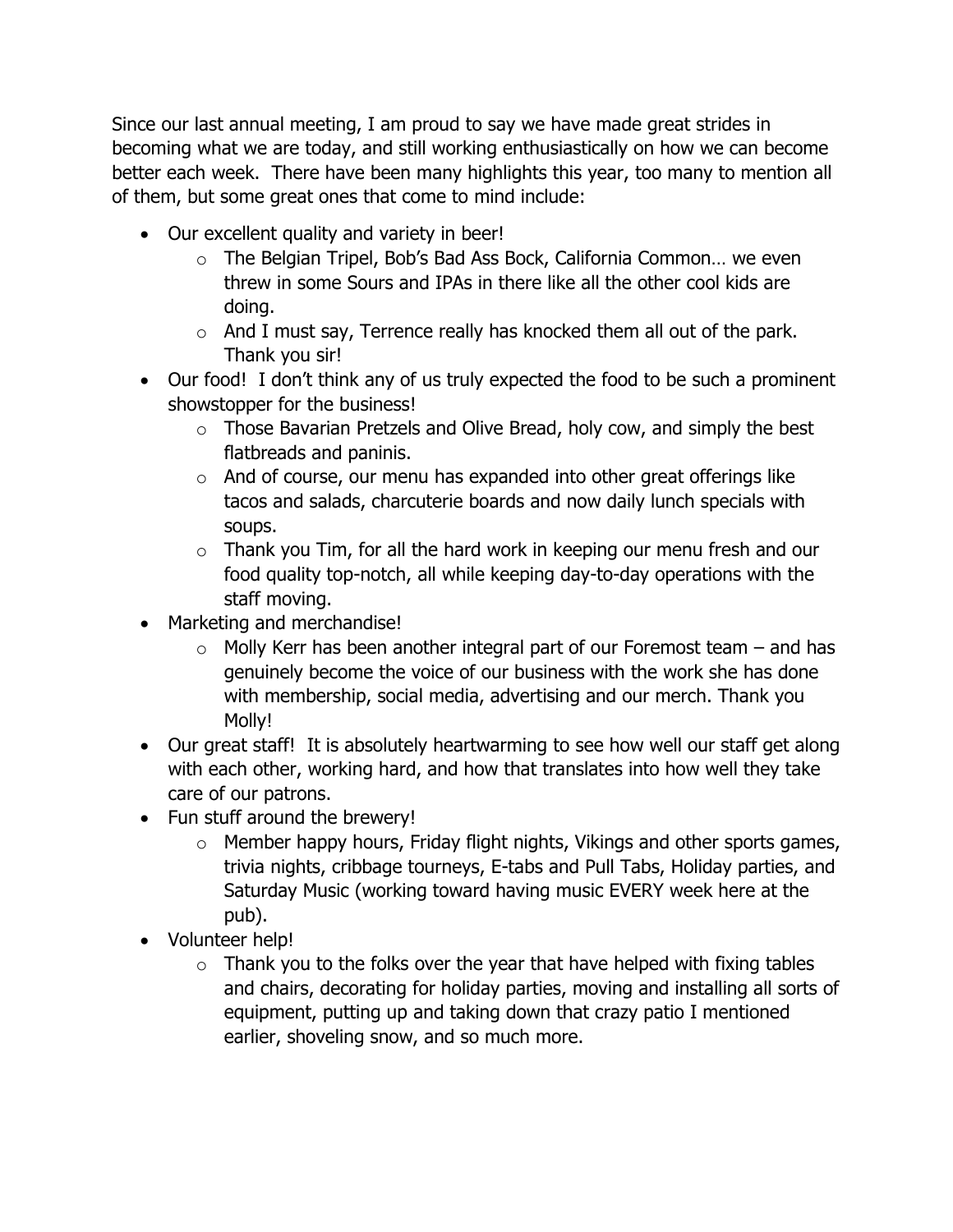Since our last annual meeting, I am proud to say we have made great strides in becoming what we are today, and still working enthusiastically on how we can become better each week. There have been many highlights this year, too many to mention all of them, but some great ones that come to mind include:

- Our excellent quality and variety in beer!
    - The Belgian Tripel, Bob's Bad Ass Bock, California Common… we even threw in some Sours and IPAs in there like all the other cool kids are doing.
    - And I must say, Terrence really has knocked them all out of the park. Thank you sir!
- Our food! I don't think any of us truly expected the food to be such a prominent showstopper for the business!
    - Those Bavarian Pretzels and Olive Bread, holy cow, and simply the best flatbreads and paninis.
    - And of course, our menu has expanded into other great offerings like tacos and salads, charcuterie boards and now daily lunch specials with soups.
    - Thank you Tim, for all the hard work in keeping our menu fresh and our food quality top-notch, all while keeping day-to-day operations with the staff moving.
- Marketing and merchandise!
    - Molly Kerr has been another integral part of our Foremost team – and has genuinely become the voice of our business with the work she has done with membership, social media, advertising and our merch. Thank you Molly!
- Our great staff! It is absolutely heartwarming to see how well our staff get along with each other, working hard, and how that translates into how well they take care of our patrons.
- Fun stuff around the brewery!
    - Member happy hours, Friday flight nights, Vikings and other sports games, trivia nights, cribbage tourneys, E-tabs and Pull Tabs, Holiday parties, and Saturday Music (working toward having music EVERY week here at the pub).
- Volunteer help!
    - Thank you to the folks over the year that have helped with fixing tables and chairs, decorating for holiday parties, moving and installing all sorts of equipment, putting up and taking down that crazy patio I mentioned earlier, shoveling snow, and so much more.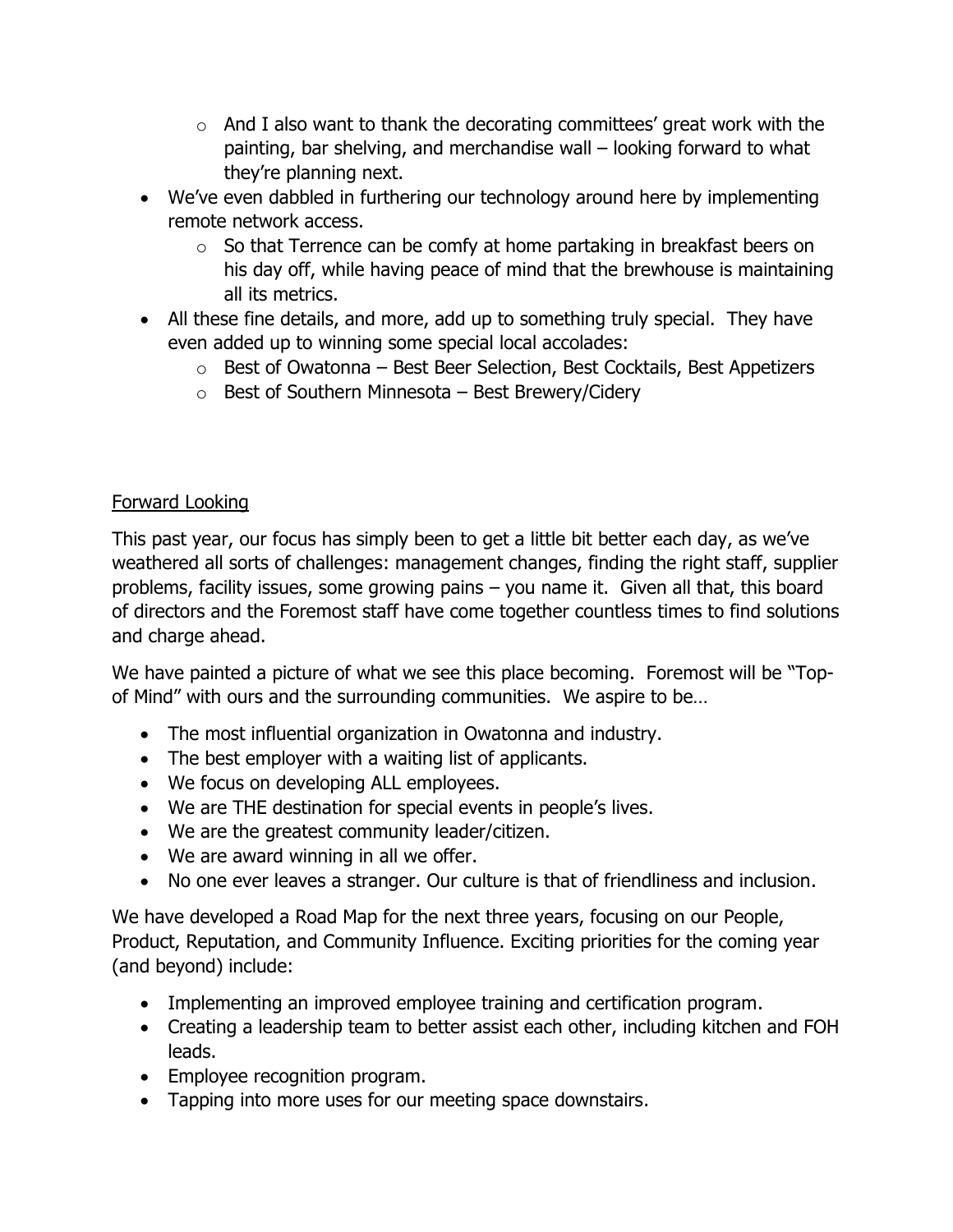- And I also want to thank the decorating committees' great work with the painting, bar shelving, and merchandise wall – looking forward to what they're planning next.
- We've even dabbled in furthering our technology around here by implementing remote network access.
    - So that Terrence can be comfy at home partaking in breakfast beers on his day off, while having peace of mind that the brewhouse is maintaining all its metrics.
- All these fine details, and more, add up to something truly special. They have even added up to winning some special local accolades:
    - Best of Owatonna – Best Beer Selection, Best Cocktails, Best Appetizers
    - Best of Southern Minnesota – Best Brewery/Cidery

## Forward Looking

This past year, our focus has simply been to get a little bit better each day, as we've weathered all sorts of challenges: management changes, finding the right staff, supplier problems, facility issues, some growing pains – you name it. Given all that, this board of directors and the Foremost staff have come together countless times to find solutions and charge ahead.

We have painted a picture of what we see this place becoming. Foremost will be "Top-of Mind" with ours and the surrounding communities. We aspire to be…

- The most influential organization in Owatonna and industry.
- The best employer with a waiting list of applicants.
- We focus on developing ALL employees.
- We are THE destination for special events in people's lives.
- We are the greatest community leader/citizen.
- We are award winning in all we offer.
- No one ever leaves a stranger. Our culture is that of friendliness and inclusion.

We have developed a Road Map for the next three years, focusing on our People, Product, Reputation, and Community Influence. Exciting priorities for the coming year (and beyond) include:

- Implementing an improved employee training and certification program.
- Creating a leadership team to better assist each other, including kitchen and FOH leads.
- Employee recognition program.
- Tapping into more uses for our meeting space downstairs.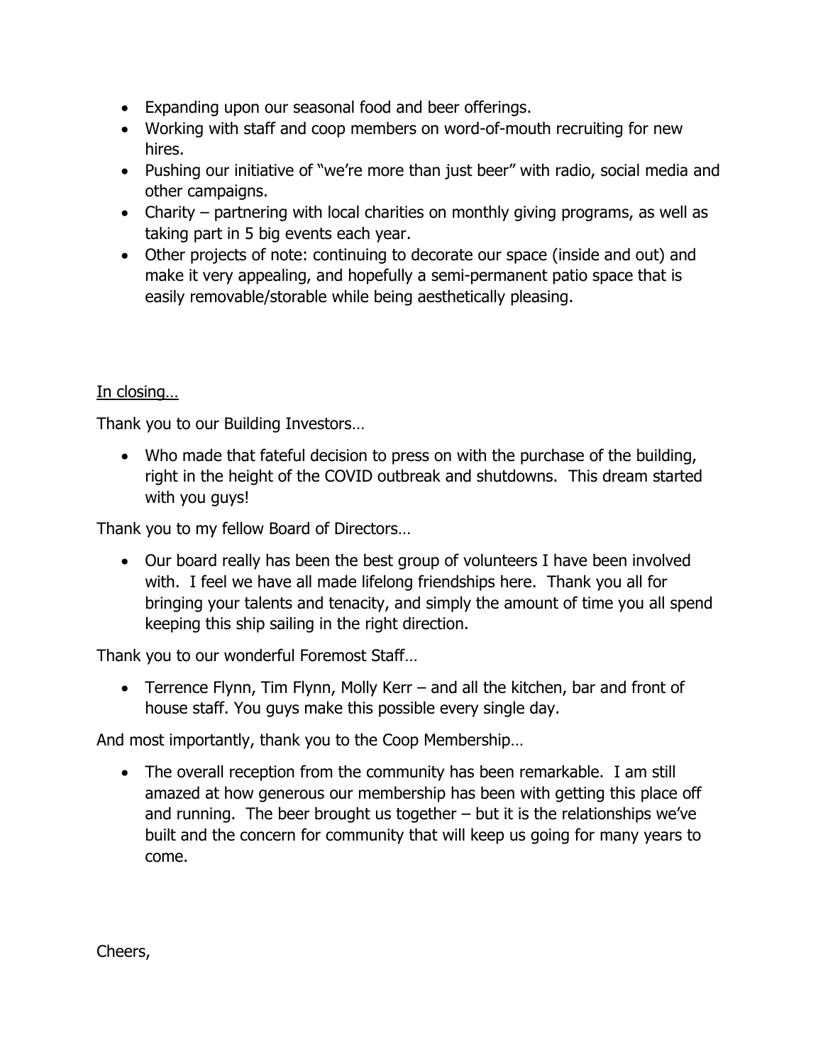- Expanding upon our seasonal food and beer offerings.
- Working with staff and coop members on word-of-mouth recruiting for new hires.
- Pushing our initiative of "we're more than just beer" with radio, social media and other campaigns.
- Charity – partnering with local charities on monthly giving programs, as well as taking part in 5 big events each year.
- Other projects of note: continuing to decorate our space (inside and out) and make it very appealing, and hopefully a semi-permanent patio space that is easily removable/storable while being aesthetically pleasing.

<u>In closing…</u>

Thank you to our Building Investors…

- Who made that fateful decision to press on with the purchase of the building, right in the height of the COVID outbreak and shutdowns. This dream started with you guys!

Thank you to my fellow Board of Directors…

- Our board really has been the best group of volunteers I have been involved with. I feel we have all made lifelong friendships here. Thank you all for bringing your talents and tenacity, and simply the amount of time you all spend keeping this ship sailing in the right direction.

Thank you to our wonderful Foremost Staff…

- Terrence Flynn, Tim Flynn, Molly Kerr – and all the kitchen, bar and front of house staff. You guys make this possible every single day.

And most importantly, thank you to the Coop Membership…

- The overall reception from the community has been remarkable. I am still amazed at how generous our membership has been with getting this place off and running. The beer brought us together – but it is the relationships we've built and the concern for community that will keep us going for many years to come.

Cheers,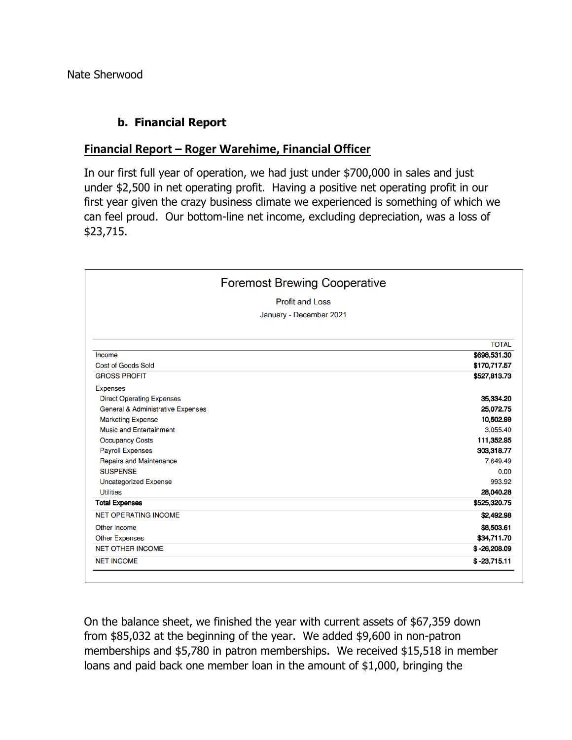Nate Sherwood

### b. Financial Report

**Financial Report – Roger Warehime, Financial Officer**

In our first full year of operation, we had just under $700,000 in sales and just under $2,500 in net operating profit. Having a positive net operating profit in our first year given the crazy business climate we experienced is something of which we can feel proud. Our bottom-line net income, excluding depreciation, was a loss of $23,715.

**Foremost Brewing Cooperative**

Profit and Loss

January - December 2021

| | TOTAL |
|---|---|
| Income | **$698,531.30** |
| Cost of Goods Sold | **$170,717.57** |
| GROSS PROFIT | **$527,813.73** |
| Expenses | |
| Direct Operating Expenses | **35,334.20** |
| General & Administrative Expenses | **25,072.75** |
| Marketing Expense | **10,502.99** |
| Music and Entertainment | 3,055.40 |
| Occupancy Costs | **111,352.95** |
| Payroll Expenses | **303,318.77** |
| Repairs and Maintenance | 7,649.49 |
| SUSPENSE | 0.00 |
| Uncategorized Expense | 993.92 |
| Utilities | **28,040.28** |
| **Total Expenses** | **$525,320.75** |
| NET OPERATING INCOME | **$2,492.98** |
| Other Income | **$8,503.61** |
| Other Expenses | **$34,711.70** |
| NET OTHER INCOME | **$ -26,208.09** |
| NET INCOME | **$ -23,715.11** |

On the balance sheet, we finished the year with current assets of $67,359 down from $85,032 at the beginning of the year. We added $9,600 in non-patron memberships and $5,780 in patron memberships. We received $15,518 in member loans and paid back one member loan in the amount of $1,000, bringing the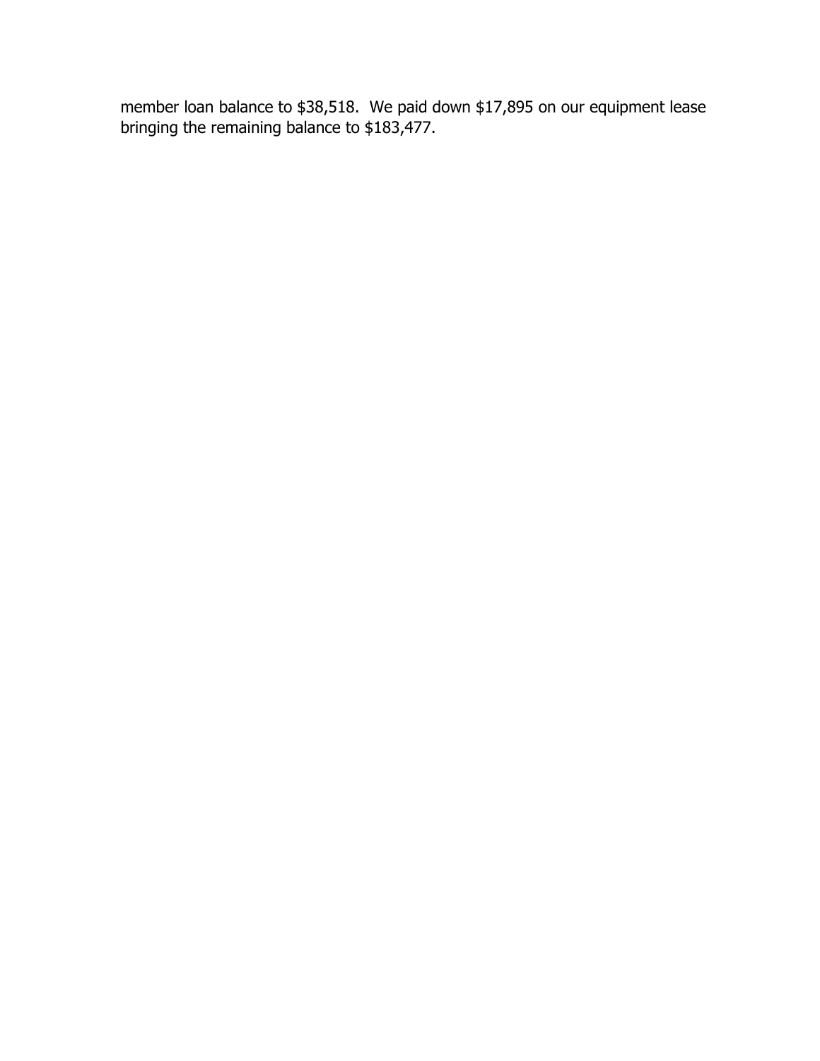member loan balance to $38,518.  We paid down $17,895 on our equipment lease bringing the remaining balance to $183,477.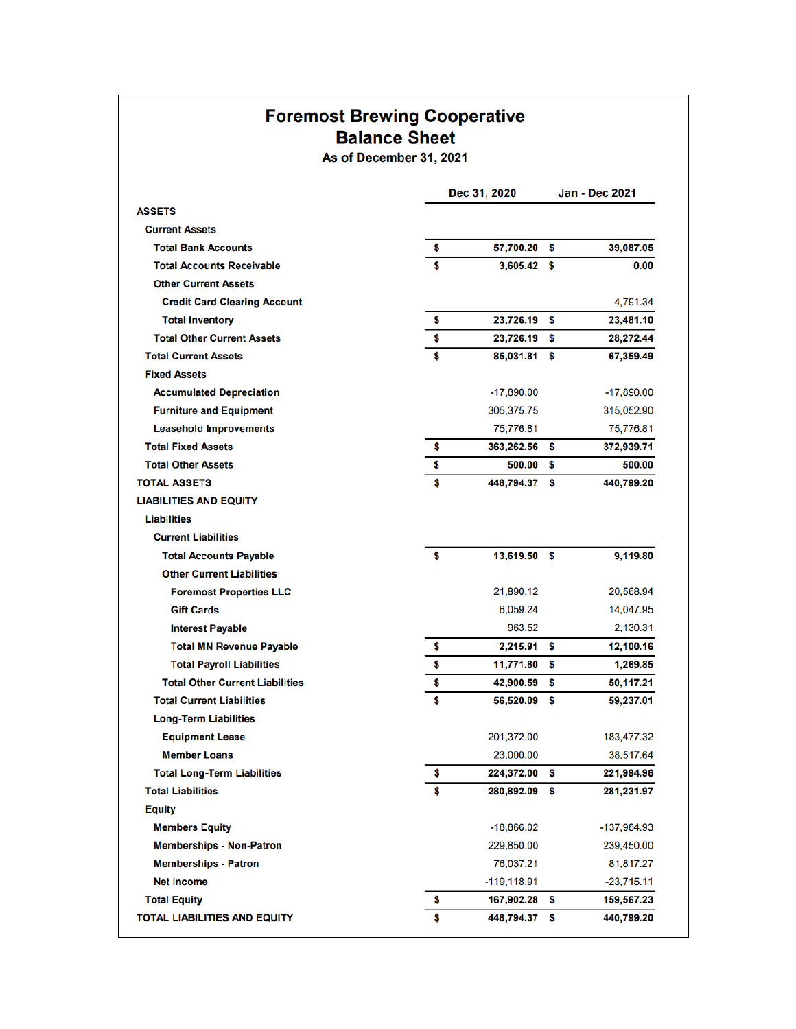# Foremost Brewing Cooperative
## Balance Sheet
### As of December 31, 2021

| | Dec 31, 2020 | Jan - Dec 2021 |
|---|---|---|
| **ASSETS** | | |
| Current Assets | | |
| Total Bank Accounts | $ 57,700.20 | $ 39,087.05 |
| Total Accounts Receivable | $ 3,605.42 | $ 0.00 |
| Other Current Assets | | |
| Credit Card Clearing Account | | 4,791.34 |
| Total Inventory | $ 23,726.19 | $ 23,481.10 |
| Total Other Current Assets | $ 23,726.19 | $ 28,272.44 |
| Total Current Assets | $ 85,031.81 | $ 67,359.49 |
| Fixed Assets | | |
| Accumulated Depreciation | -17,890.00 | -17,890.00 |
| Furniture and Equipment | 305,375.75 | 315,052.90 |
| Leasehold Improvements | 75,776.81 | 75,776.81 |
| Total Fixed Assets | $ 363,262.56 | $ 372,939.71 |
| Total Other Assets | $ 500.00 | $ 500.00 |
| **TOTAL ASSETS** | $ 448,794.37 | $ 440,799.20 |
| **LIABILITIES AND EQUITY** | | |
| Liabilities | | |
| Current Liabilities | | |
| Total Accounts Payable | $ 13,619.50 | $ 9,119.80 |
| Other Current Liabilities | | |
| Foremost Properties LLC | 21,890.12 | 20,568.94 |
| Gift Cards | 6,059.24 | 14,047.95 |
| Interest Payable | 963.52 | 2,130.31 |
| Total MN Revenue Payable | $ 2,215.91 | $ 12,100.16 |
| Total Payroll Liabilities | $ 11,771.80 | $ 1,269.85 |
| Total Other Current Liabilities | $ 42,900.59 | $ 50,117.21 |
| Total Current Liabilities | $ 56,520.09 | $ 59,237.01 |
| Long-Term Liabilities | | |
| Equipment Lease | 201,372.00 | 183,477.32 |
| Member Loans | 23,000.00 | 38,517.64 |
| Total Long-Term Liabilities | $ 224,372.00 | $ 221,994.96 |
| Total Liabilities | $ 280,892.09 | $ 281,231.97 |
| Equity | | |
| Members Equity | -18,866.02 | -137,984.93 |
| Memberships - Non-Patron | 229,850.00 | 239,450.00 |
| Memberships - Patron | 76,037.21 | 81,817.27 |
| Net Income | -119,118.91 | -23,715.11 |
| Total Equity | $ 167,902.28 | $ 159,567.23 |
| **TOTAL LIABILITIES AND EQUITY** | $ 448,794.37 | $ 440,799.20 |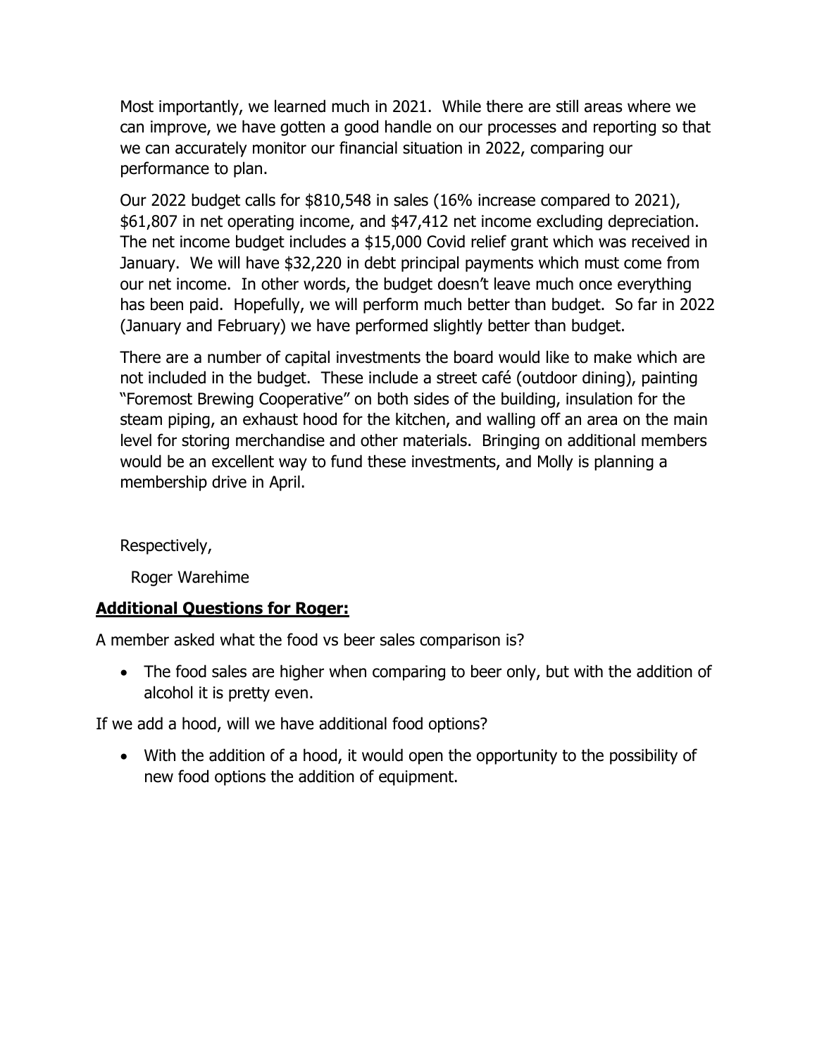Most importantly, we learned much in 2021. While there are still areas where we can improve, we have gotten a good handle on our processes and reporting so that we can accurately monitor our financial situation in 2022, comparing our performance to plan.

Our 2022 budget calls for $810,548 in sales (16% increase compared to 2021), $61,807 in net operating income, and $47,412 net income excluding depreciation. The net income budget includes a $15,000 Covid relief grant which was received in January. We will have $32,220 in debt principal payments which must come from our net income. In other words, the budget doesn't leave much once everything has been paid. Hopefully, we will perform much better than budget. So far in 2022 (January and February) we have performed slightly better than budget.

There are a number of capital investments the board would like to make which are not included in the budget. These include a street café (outdoor dining), painting "Foremost Brewing Cooperative" on both sides of the building, insulation for the steam piping, an exhaust hood for the kitchen, and walling off an area on the main level for storing merchandise and other materials. Bringing on additional members would be an excellent way to fund these investments, and Molly is planning a membership drive in April.

Respectively,

Roger Warehime

**Additional Questions for Roger:**

A member asked what the food vs beer sales comparison is?

- The food sales are higher when comparing to beer only, but with the addition of alcohol it is pretty even.

If we add a hood, will we have additional food options?

- With the addition of a hood, it would open the opportunity to the possibility of new food options the addition of equipment.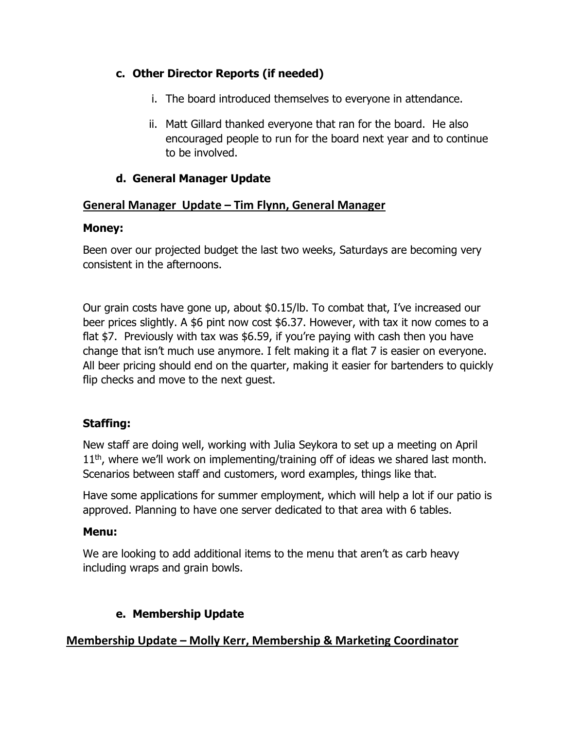### c. Other Director Reports (if needed)

i. The board introduced themselves to everyone in attendance.

ii. Matt Gillard thanked everyone that ran for the board. He also encouraged people to run for the board next year and to continue to be involved.

### d. General Manager Update

**<u>General Manager Update – Tim Flynn, General Manager</u>**

**Money:**

Been over our projected budget the last two weeks, Saturdays are becoming very consistent in the afternoons.

Our grain costs have gone up, about $0.15/lb. To combat that, I've increased our beer prices slightly. A $6 pint now cost $6.37. However, with tax it now comes to a flat $7. Previously with tax was $6.59, if you're paying with cash then you have change that isn't much use anymore. I felt making it a flat 7 is easier on everyone. All beer pricing should end on the quarter, making it easier for bartenders to quickly flip checks and move to the next guest.

**Staffing:**

New staff are doing well, working with Julia Seykora to set up a meeting on April 11th, where we'll work on implementing/training off of ideas we shared last month. Scenarios between staff and customers, word examples, things like that.

Have some applications for summer employment, which will help a lot if our patio is approved. Planning to have one server dedicated to that area with 6 tables.

**Menu:**

We are looking to add additional items to the menu that aren't as carb heavy including wraps and grain bowls.

### e. Membership Update

**<u>Membership Update – Molly Kerr, Membership & Marketing Coordinator</u>**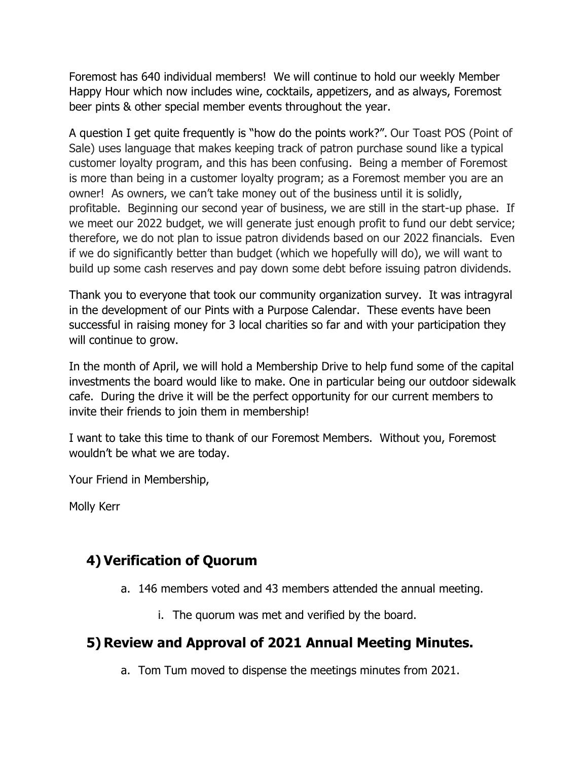Foremost has 640 individual members! We will continue to hold our weekly Member Happy Hour which now includes wine, cocktails, appetizers, and as always, Foremost beer pints & other special member events throughout the year.

A question I get quite frequently is "how do the points work?". Our Toast POS (Point of Sale) uses language that makes keeping track of patron purchase sound like a typical customer loyalty program, and this has been confusing. Being a member of Foremost is more than being in a customer loyalty program; as a Foremost member you are an owner! As owners, we can't take money out of the business until it is solidly, profitable. Beginning our second year of business, we are still in the start-up phase. If we meet our 2022 budget, we will generate just enough profit to fund our debt service; therefore, we do not plan to issue patron dividends based on our 2022 financials. Even if we do significantly better than budget (which we hopefully will do), we will want to build up some cash reserves and pay down some debt before issuing patron dividends.

Thank you to everyone that took our community organization survey. It was intragyral in the development of our Pints with a Purpose Calendar. These events have been successful in raising money for 3 local charities so far and with your participation they will continue to grow.

In the month of April, we will hold a Membership Drive to help fund some of the capital investments the board would like to make. One in particular being our outdoor sidewalk cafe. During the drive it will be the perfect opportunity for our current members to invite their friends to join them in membership!

I want to take this time to thank of our Foremost Members. Without you, Foremost wouldn't be what we are today.

Your Friend in Membership,

Molly Kerr

## 4) Verification of Quorum

a. 146 members voted and 43 members attended the annual meeting.
    i. The quorum was met and verified by the board.

## 5) Review and Approval of 2021 Annual Meeting Minutes.

a. Tom Tum moved to dispense the meetings minutes from 2021.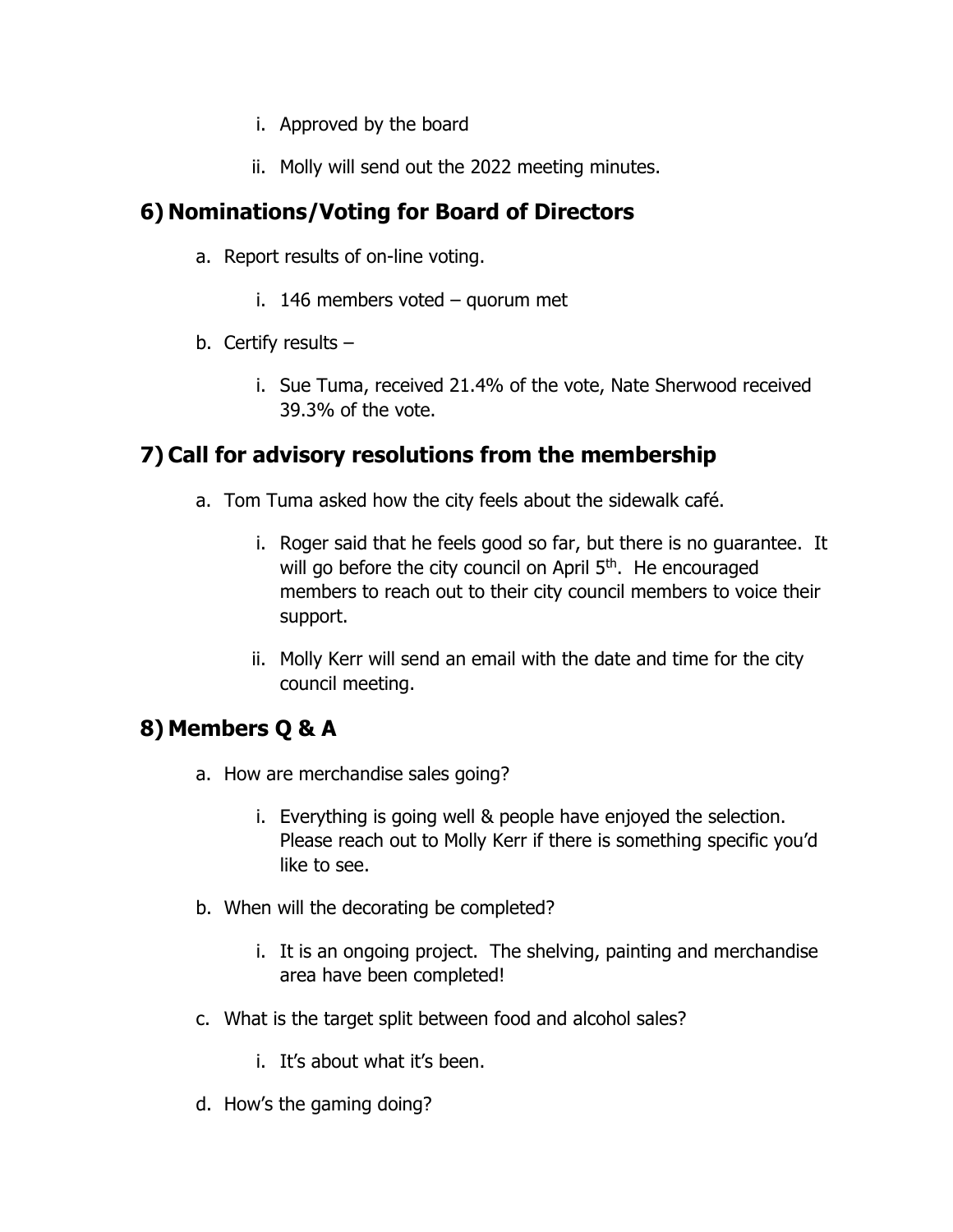i. Approved by the board
   ii. Molly will send out the 2022 meeting minutes.

## 6) Nominations/Voting for Board of Directors

a. Report results of on-line voting.
   i. 146 members voted – quorum met
b. Certify results –
   i. Sue Tuma, received 21.4% of the vote, Nate Sherwood received 39.3% of the vote.

## 7) Call for advisory resolutions from the membership

a. Tom Tuma asked how the city feels about the sidewalk café.
   i. Roger said that he feels good so far, but there is no guarantee. It will go before the city council on April 5th. He encouraged members to reach out to their city council members to voice their support.
   ii. Molly Kerr will send an email with the date and time for the city council meeting.

## 8) Members Q & A

a. How are merchandise sales going?
   i. Everything is going well & people have enjoyed the selection. Please reach out to Molly Kerr if there is something specific you'd like to see.
b. When will the decorating be completed?
   i. It is an ongoing project. The shelving, painting and merchandise area have been completed!
c. What is the target split between food and alcohol sales?
   i. It's about what it's been.
d. How's the gaming doing?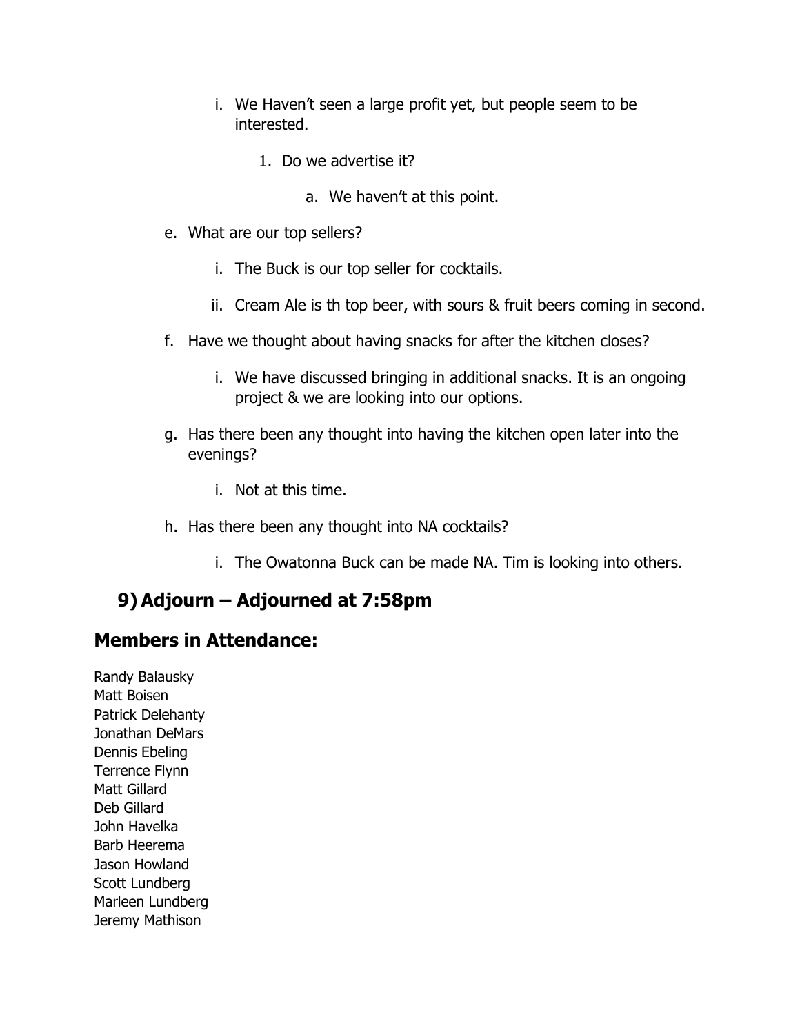i. We Haven't seen a large profit yet, but people seem to be interested.

                1. Do we advertise it?

                    a. We haven't at this point.

    e. What are our top sellers?

        i. The Buck is our top seller for cocktails.

        ii. Cream Ale is th top beer, with sours & fruit beers coming in second.

    f. Have we thought about having snacks for after the kitchen closes?

        i. We have discussed bringing in additional snacks. It is an ongoing project & we are looking into our options.

    g. Has there been any thought into having the kitchen open later into the evenings?

        i. Not at this time.

    h. Has there been any thought into NA cocktails?

        i. The Owatonna Buck can be made NA. Tim is looking into others.

## 9) Adjourn – Adjourned at 7:58pm

## Members in Attendance:

Randy Balausky
Matt Boisen
Patrick Delehanty
Jonathan DeMars
Dennis Ebeling
Terrence Flynn
Matt Gillard
Deb Gillard
John Havelka
Barb Heerema
Jason Howland
Scott Lundberg
Marleen Lundberg
Jeremy Mathison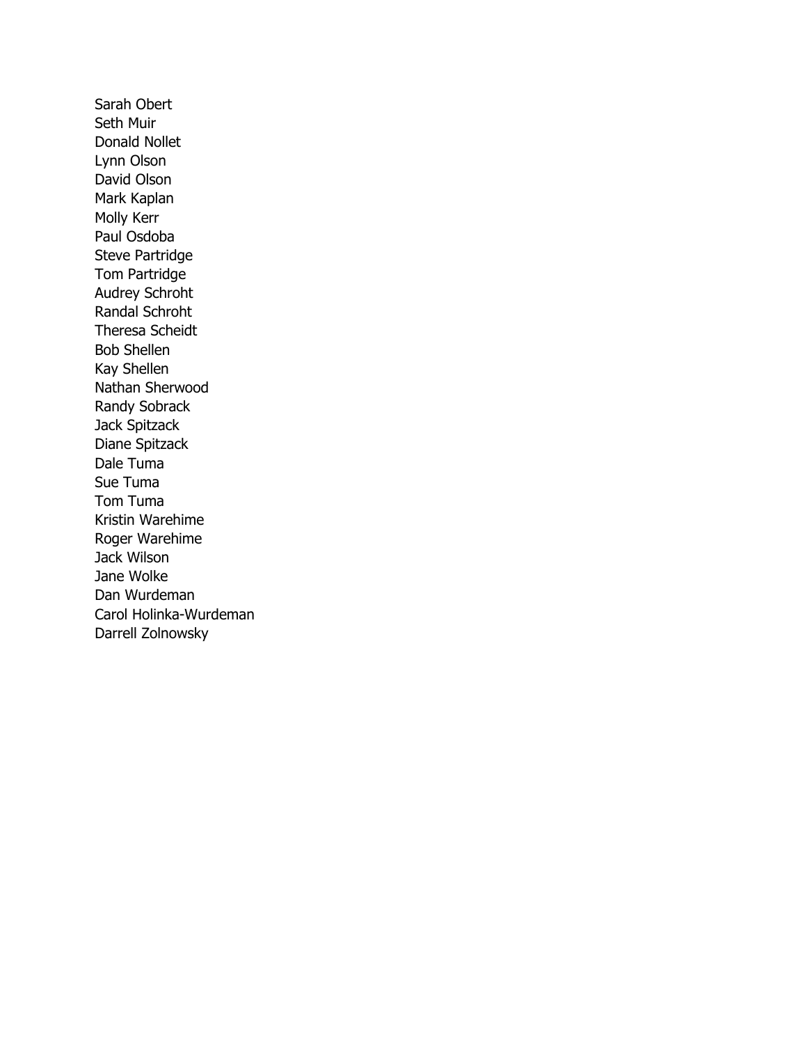Sarah Obert
Seth Muir
Donald Nollet
Lynn Olson
David Olson
Mark Kaplan
Molly Kerr
Paul Osdoba
Steve Partridge
Tom Partridge
Audrey Schroht
Randal Schroht
Theresa Scheidt
Bob Shellen
Kay Shellen
Nathan Sherwood
Randy Sobrack
Jack Spitzack
Diane Spitzack
Dale Tuma
Sue Tuma
Tom Tuma
Kristin Warehime
Roger Warehime
Jack Wilson
Jane Wolke
Dan Wurdeman
Carol Holinka-Wurdeman
Darrell Zolnowsky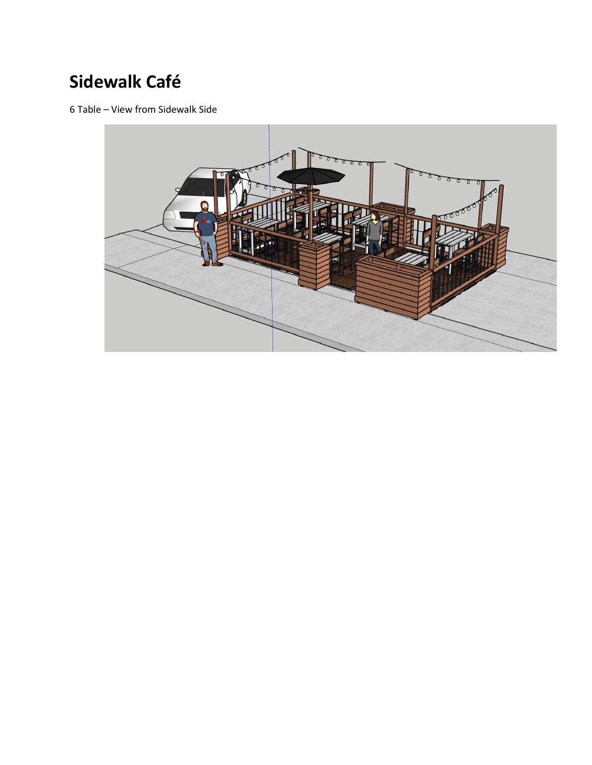# Sidewalk Café

6 Table – View from Sidewalk Side